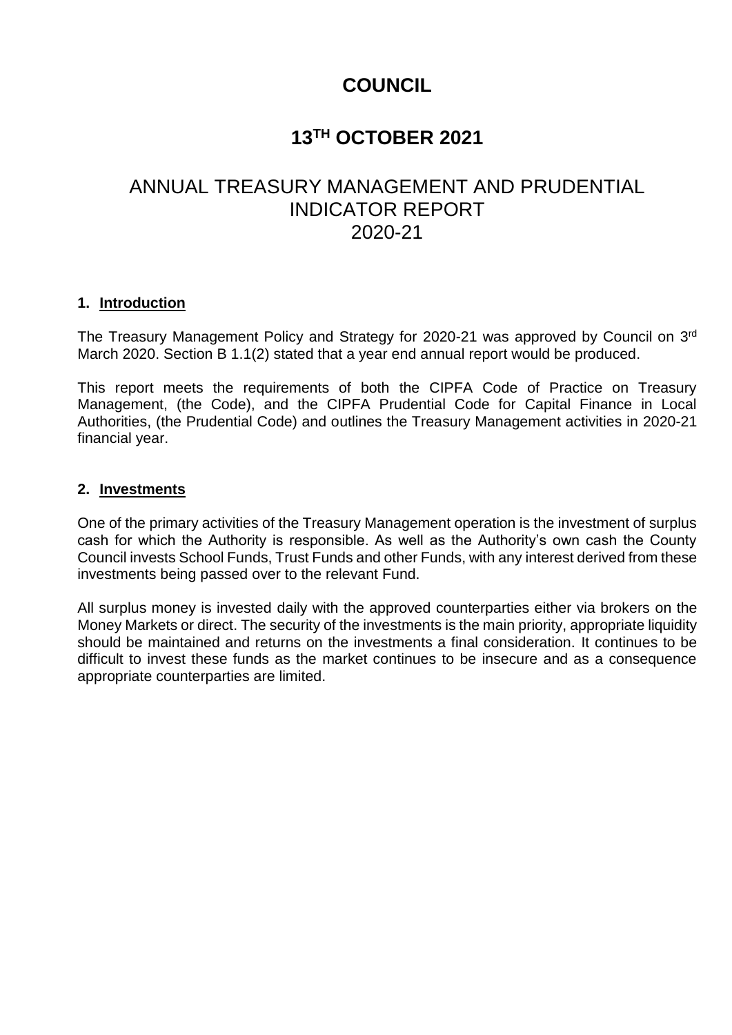# COUNCIL

# 13TH OCTOBER 2021

## ANNUAL TREASURY MANAGEMENT AND PRUDENTIAL INDICATOR REPORT 2020-21

### 1. Introduction

The Treasury Management Policy and Strategy for 2020-21 was approved by Council on 3rd March 2020. Section B 1.1(2) stated that a year end annual report would be produced.

This report meets the requirements of both the CIPFA Code of Practice on Treasury Management, (the Code), and the CIPFA Prudential Code for Capital Finance in Local Authorities, (the Prudential Code) and outlines the Treasury Management activities in 2020-21 financial year.

### 2. Investments

One of the primary activities of the Treasury Management operation is the investment of surplus cash for which the Authority is responsible. As well as the Authority's own cash the County Council invests School Funds, Trust Funds and other Funds, with any interest derived from these investments being passed over to the relevant Fund.

All surplus money is invested daily with the approved counterparties either via brokers on the Money Markets or direct. The security of the investments is the main priority, appropriate liquidity should be maintained and returns on the investments a final consideration. It continues to be difficult to invest these funds as the market continues to be insecure and as a consequence appropriate counterparties are limited.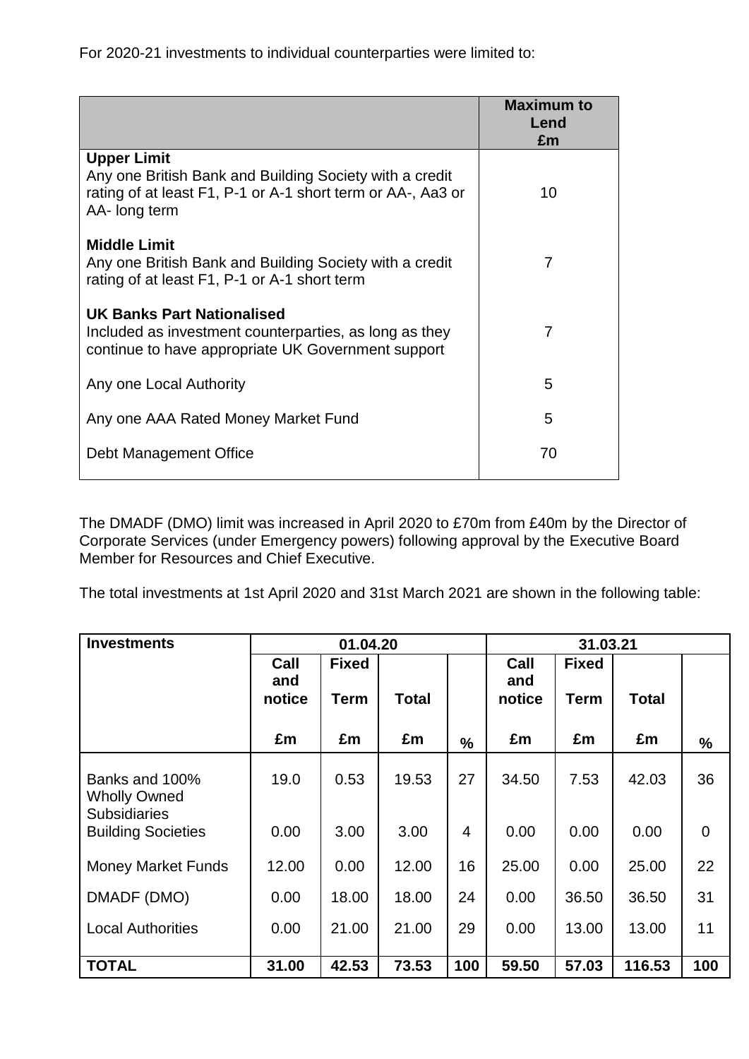For 2020-21 investments to individual counterparties were limited to:

| | Maximum to Lend £m |
|---|---|
| **Upper Limit** Any one British Bank and Building Society with a credit rating of at least F1, P-1 or A-1 short term or AA-, Aa3 or AA- long term | 10 |
| **Middle Limit** Any one British Bank and Building Society with a credit rating of at least F1, P-1 or A-1 short term | 7 |
| **UK Banks Part Nationalised** Included as investment counterparties, as long as they continue to have appropriate UK Government support | 7 |
| Any one Local Authority | 5 |
| Any one AAA Rated Money Market Fund | 5 |
| Debt Management Office | 70 |

The DMADF (DMO) limit was increased in April 2020 to £70m from £40m by the Director of Corporate Services (under Emergency powers) following approval by the Executive Board Member for Resources and Chief Executive.

The total investments at 1st April 2020 and 31st March 2021 are shown in the following table:

| **Investments** | **01.04.20** | | | | **31.03.21** | | | |
|---|---|---|---|---|---|---|---|---|
| | **Call and notice** | **Fixed Term** | **Total** | | **Call and notice** | **Fixed Term** | **Total** | |
| | **£m** | **£m** | **£m** | **%** | **£m** | **£m** | **£m** | **%** |
| Banks and 100% Wholly Owned Subsidiaries | 19.0 | 0.53 | 19.53 | 27 | 34.50 | 7.53 | 42.03 | 36 |
| Building Societies | 0.00 | 3.00 | 3.00 | 4 | 0.00 | 0.00 | 0.00 | 0 |
| Money Market Funds | 12.00 | 0.00 | 12.00 | 16 | 25.00 | 0.00 | 25.00 | 22 |
| DMADF (DMO) | 0.00 | 18.00 | 18.00 | 24 | 0.00 | 36.50 | 36.50 | 31 |
| Local Authorities | 0.00 | 21.00 | 21.00 | 29 | 0.00 | 13.00 | 13.00 | 11 |
| **TOTAL** | **31.00** | **42.53** | **73.53** | **100** | **59.50** | **57.03** | **116.53** | **100** |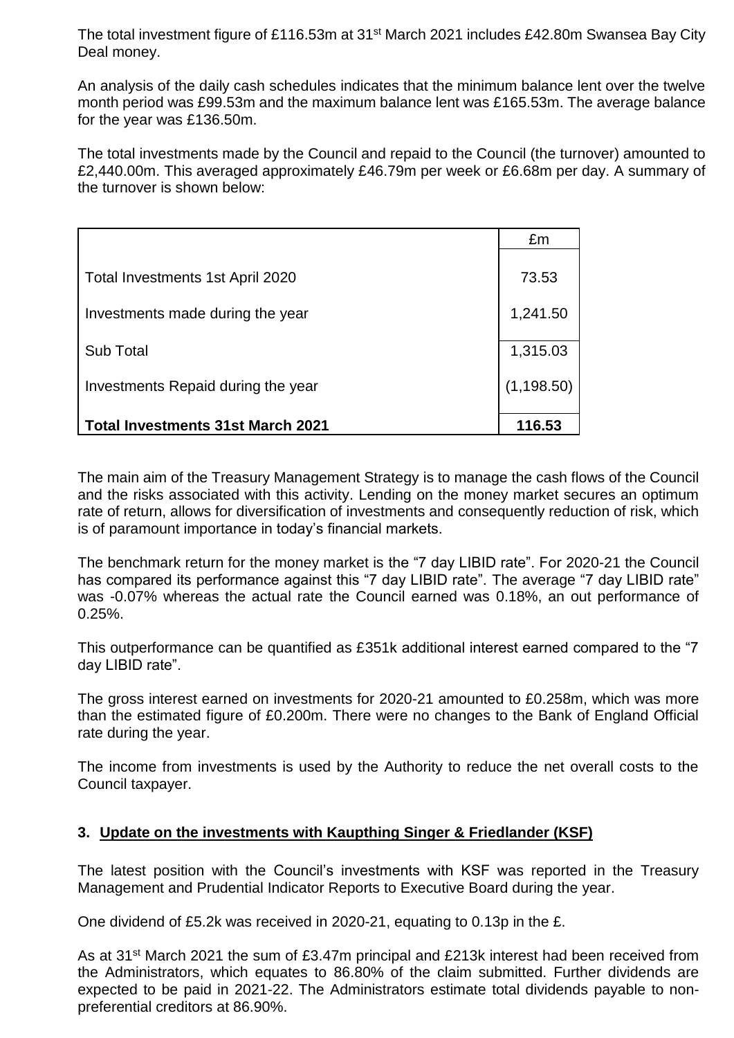The total investment figure of £116.53m at 31st March 2021 includes £42.80m Swansea Bay City Deal money.

An analysis of the daily cash schedules indicates that the minimum balance lent over the twelve month period was £99.53m and the maximum balance lent was £165.53m. The average balance for the year was £136.50m.

The total investments made by the Council and repaid to the Council (the turnover) amounted to £2,440.00m. This averaged approximately £46.79m per week or £6.68m per day. A summary of the turnover is shown below:

| | £m |
|---|---|
| Total Investments 1st April 2020 | 73.53 |
| Investments made during the year | 1,241.50 |
| Sub Total | 1,315.03 |
| Investments Repaid during the year | (1,198.50) |
| **Total Investments 31st March 2021** | **116.53** |

The main aim of the Treasury Management Strategy is to manage the cash flows of the Council and the risks associated with this activity. Lending on the money market secures an optimum rate of return, allows for diversification of investments and consequently reduction of risk, which is of paramount importance in today's financial markets.

The benchmark return for the money market is the "7 day LIBID rate". For 2020-21 the Council has compared its performance against this "7 day LIBID rate". The average "7 day LIBID rate" was -0.07% whereas the actual rate the Council earned was 0.18%, an out performance of 0.25%.

This outperformance can be quantified as £351k additional interest earned compared to the "7 day LIBID rate".

The gross interest earned on investments for 2020-21 amounted to £0.258m, which was more than the estimated figure of £0.200m. There were no changes to the Bank of England Official rate during the year.

The income from investments is used by the Authority to reduce the net overall costs to the Council taxpayer.

## 3. Update on the investments with Kaupthing Singer & Friedlander (KSF)

The latest position with the Council's investments with KSF was reported in the Treasury Management and Prudential Indicator Reports to Executive Board during the year.

One dividend of £5.2k was received in 2020-21, equating to 0.13p in the £.

As at 31st March 2021 the sum of £3.47m principal and £213k interest had been received from the Administrators, which equates to 86.80% of the claim submitted. Further dividends are expected to be paid in 2021-22. The Administrators estimate total dividends payable to non-preferential creditors at 86.90%.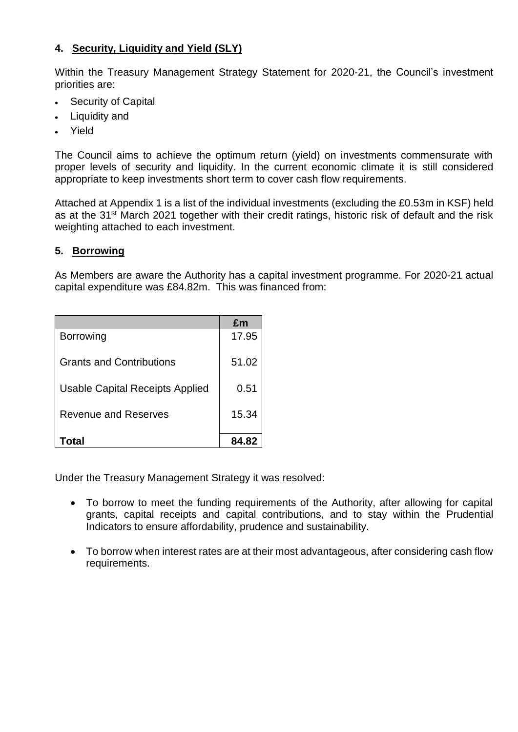## 4. Security, Liquidity and Yield (SLY)

Within the Treasury Management Strategy Statement for 2020-21, the Council's investment priorities are:

- Security of Capital
- Liquidity and
- Yield

The Council aims to achieve the optimum return (yield) on investments commensurate with proper levels of security and liquidity. In the current economic climate it is still considered appropriate to keep investments short term to cover cash flow requirements.

Attached at Appendix 1 is a list of the individual investments (excluding the £0.53m in KSF) held as at the 31st March 2021 together with their credit ratings, historic risk of default and the risk weighting attached to each investment.

## 5. Borrowing

As Members are aware the Authority has a capital investment programme. For 2020-21 actual capital expenditure was £84.82m. This was financed from:

| | £m |
|---|---|
| Borrowing | 17.95 |
| Grants and Contributions | 51.02 |
| Usable Capital Receipts Applied | 0.51 |
| Revenue and Reserves | 15.34 |
| **Total** | **84.82** |

Under the Treasury Management Strategy it was resolved:

- To borrow to meet the funding requirements of the Authority, after allowing for capital grants, capital receipts and capital contributions, and to stay within the Prudential Indicators to ensure affordability, prudence and sustainability.
- To borrow when interest rates are at their most advantageous, after considering cash flow requirements.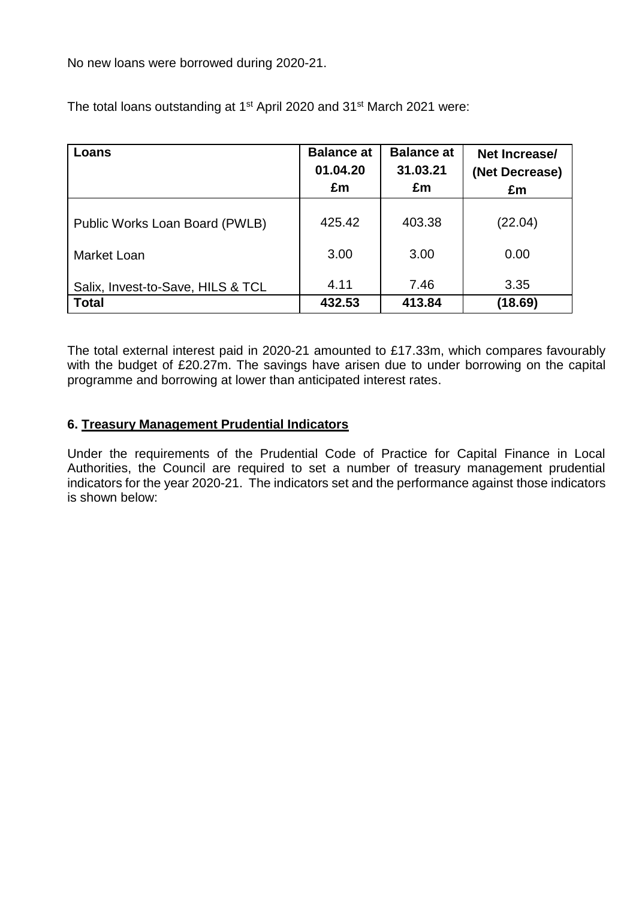No new loans were borrowed during 2020-21.

The total loans outstanding at 1st April 2020 and 31st March 2021 were:

| Loans | Balance at 01.04.20 £m | Balance at 31.03.21 £m | Net Increase/ (Net Decrease) £m |
|---|---|---|---|
| Public Works Loan Board (PWLB) | 425.42 | 403.38 | (22.04) |
| Market Loan | 3.00 | 3.00 | 0.00 |
| Salix, Invest-to-Save, HILS & TCL | 4.11 | 7.46 | 3.35 |
| **Total** | **432.53** | **413.84** | **(18.69)** |

The total external interest paid in 2020-21 amounted to £17.33m, which compares favourably with the budget of £20.27m. The savings have arisen due to under borrowing on the capital programme and borrowing at lower than anticipated interest rates.

## 6. Treasury Management Prudential Indicators

Under the requirements of the Prudential Code of Practice for Capital Finance in Local Authorities, the Council are required to set a number of treasury management prudential indicators for the year 2020-21. The indicators set and the performance against those indicators is shown below: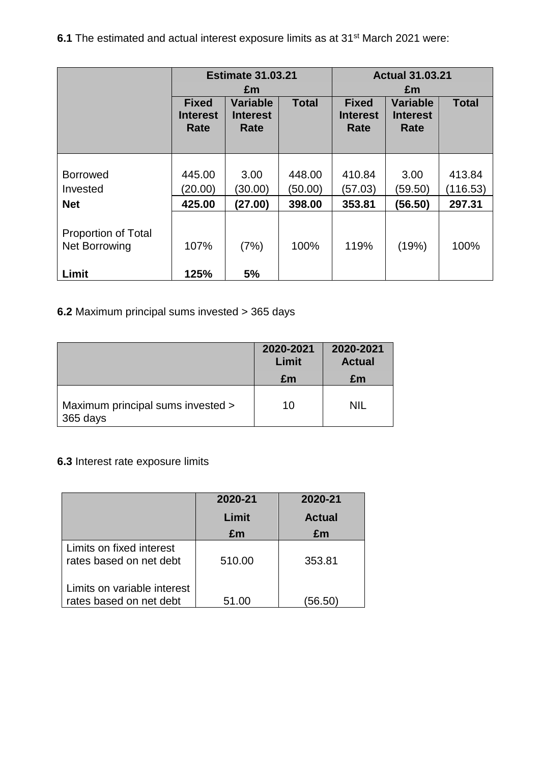**6.1** The estimated and actual interest exposure limits as at 31st March 2021 were:

| | Estimate 31.03.21 £m | | | Actual 31.03.21 £m | | |
|---|---|---|---|---|---|---|
| | **Fixed Interest Rate** | **Variable Interest Rate** | **Total** | **Fixed Interest Rate** | **Variable Interest Rate** | **Total** |
| Borrowed | 445.00 | 3.00 | 448.00 | 410.84 | 3.00 | 413.84 |
| Invested | (20.00) | (30.00) | (50.00) | (57.03) | (59.50) | (116.53) |
| **Net** | **425.00** | **(27.00)** | **398.00** | **353.81** | **(56.50)** | **297.31** |
| Proportion of Total Net Borrowing | 107% | (7%) | 100% | 119% | (19%) | 100% |
| **Limit** | **125%** | **5%** | | | | |

**6.2** Maximum principal sums invested > 365 days

| | 2020-2021 Limit £m | 2020-2021 Actual £m |
|---|---|---|
| Maximum principal sums invested > 365 days | 10 | NIL |

**6.3** Interest rate exposure limits

| | 2020-21 Limit £m | 2020-21 Actual £m |
|---|---|---|
| Limits on fixed interest rates based on net debt | 510.00 | 353.81 |
| Limits on variable interest rates based on net debt | 51.00 | (56.50) |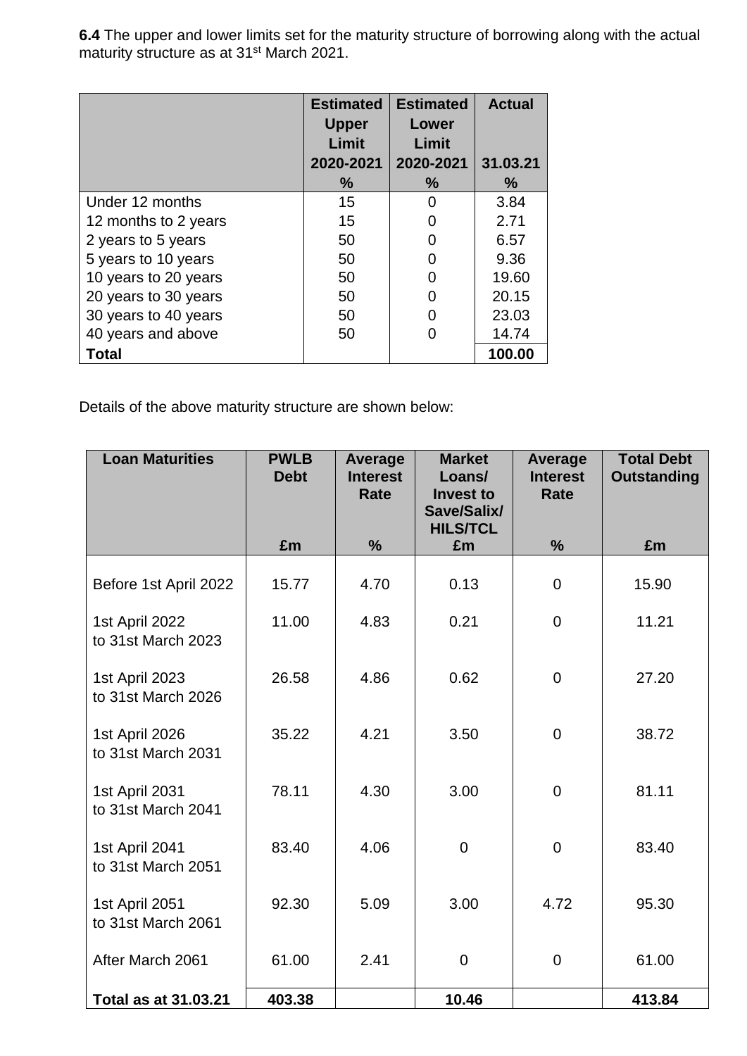**6.4** The upper and lower limits set for the maturity structure of borrowing along with the actual maturity structure as at 31st March 2021.

| | Estimated Upper Limit 2020-2021 % | Estimated Lower Limit 2020-2021 % | Actual 31.03.21 % |
|---|---|---|---|
| Under 12 months | 15 | 0 | 3.84 |
| 12 months to 2 years | 15 | 0 | 2.71 |
| 2 years to 5 years | 50 | 0 | 6.57 |
| 5 years to 10 years | 50 | 0 | 9.36 |
| 10 years to 20 years | 50 | 0 | 19.60 |
| 20 years to 30 years | 50 | 0 | 20.15 |
| 30 years to 40 years | 50 | 0 | 23.03 |
| 40 years and above | 50 | 0 | 14.74 |
| **Total** | | | **100.00** |

Details of the above maturity structure are shown below:

| Loan Maturities | PWLB Debt £m | Average Interest Rate % | Market Loans/ Invest to Save/Salix/ HILS/TCL £m | Average Interest Rate % | Total Debt Outstanding £m |
|---|---|---|---|---|---|
| Before 1st April 2022 | 15.77 | 4.70 | 0.13 | 0 | 15.90 |
| 1st April 2022 to 31st March 2023 | 11.00 | 4.83 | 0.21 | 0 | 11.21 |
| 1st April 2023 to 31st March 2026 | 26.58 | 4.86 | 0.62 | 0 | 27.20 |
| 1st April 2026 to 31st March 2031 | 35.22 | 4.21 | 3.50 | 0 | 38.72 |
| 1st April 2031 to 31st March 2041 | 78.11 | 4.30 | 3.00 | 0 | 81.11 |
| 1st April 2041 to 31st March 2051 | 83.40 | 4.06 | 0 | 0 | 83.40 |
| 1st April 2051 to 31st March 2061 | 92.30 | 5.09 | 3.00 | 4.72 | 95.30 |
| After March 2061 | 61.00 | 2.41 | 0 | 0 | 61.00 |
| **Total as at 31.03.21** | **403.38** | | **10.46** | | **413.84** |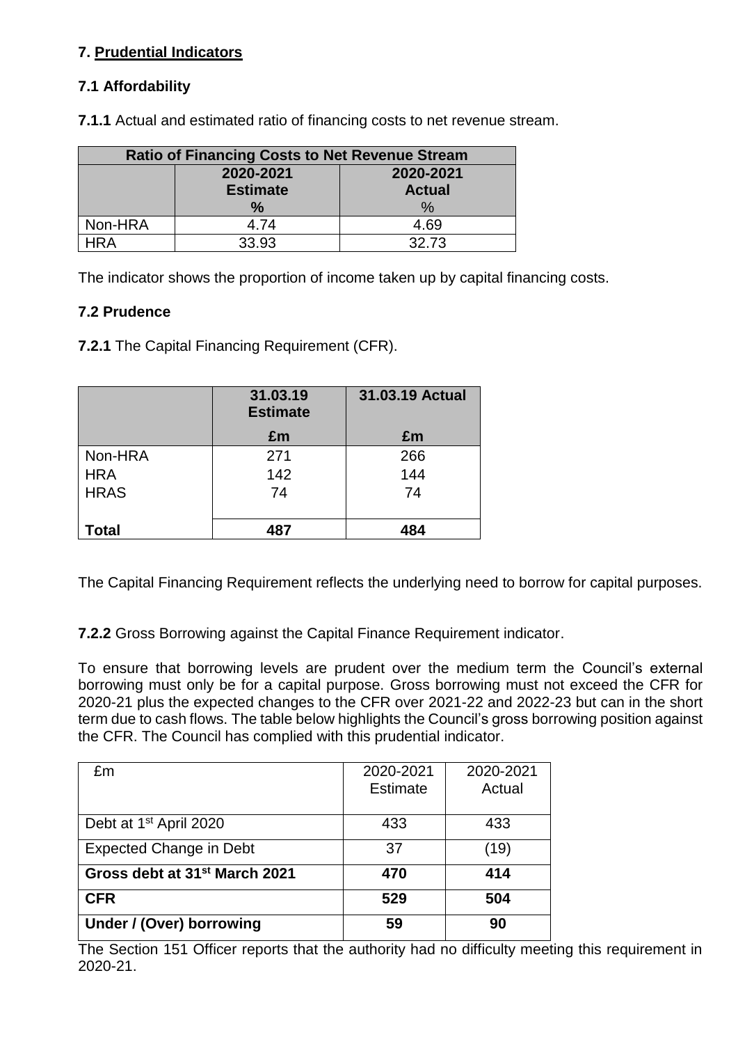**7. Prudential Indicators**

**7.1 Affordability**

**7.1.1** Actual and estimated ratio of financing costs to net revenue stream.

| Ratio of Financing Costs to Net Revenue Stream | | |
|---|---|---|
| | **2020-2021 Estimate %** | **2020-2021 Actual %** |
| Non-HRA | 4.74 | 4.69 |
| HRA | 33.93 | 32.73 |

The indicator shows the proportion of income taken up by capital financing costs.

**7.2 Prudence**

**7.2.1** The Capital Financing Requirement (CFR).

| | **31.03.19 Estimate £m** | **31.03.19 Actual £m** |
|---|---|---|
| Non-HRA | 271 | 266 |
| HRA | 142 | 144 |
| HRAS | 74 | 74 |
| **Total** | **487** | **484** |

The Capital Financing Requirement reflects the underlying need to borrow for capital purposes.

**7.2.2** Gross Borrowing against the Capital Finance Requirement indicator.

To ensure that borrowing levels are prudent over the medium term the Council's external borrowing must only be for a capital purpose. Gross borrowing must not exceed the CFR for 2020-21 plus the expected changes to the CFR over 2021-22 and 2022-23 but can in the short term due to cash flows. The table below highlights the Council's gross borrowing position against the CFR. The Council has complied with this prudential indicator.

| £m | 2020-2021 Estimate | 2020-2021 Actual |
|---|---|---|
| Debt at 1st April 2020 | 433 | 433 |
| Expected Change in Debt | 37 | (19) |
| **Gross debt at 31st March 2021** | **470** | **414** |
| **CFR** | **529** | **504** |
| **Under / (Over) borrowing** | **59** | **90** |

The Section 151 Officer reports that the authority had no difficulty meeting this requirement in 2020-21.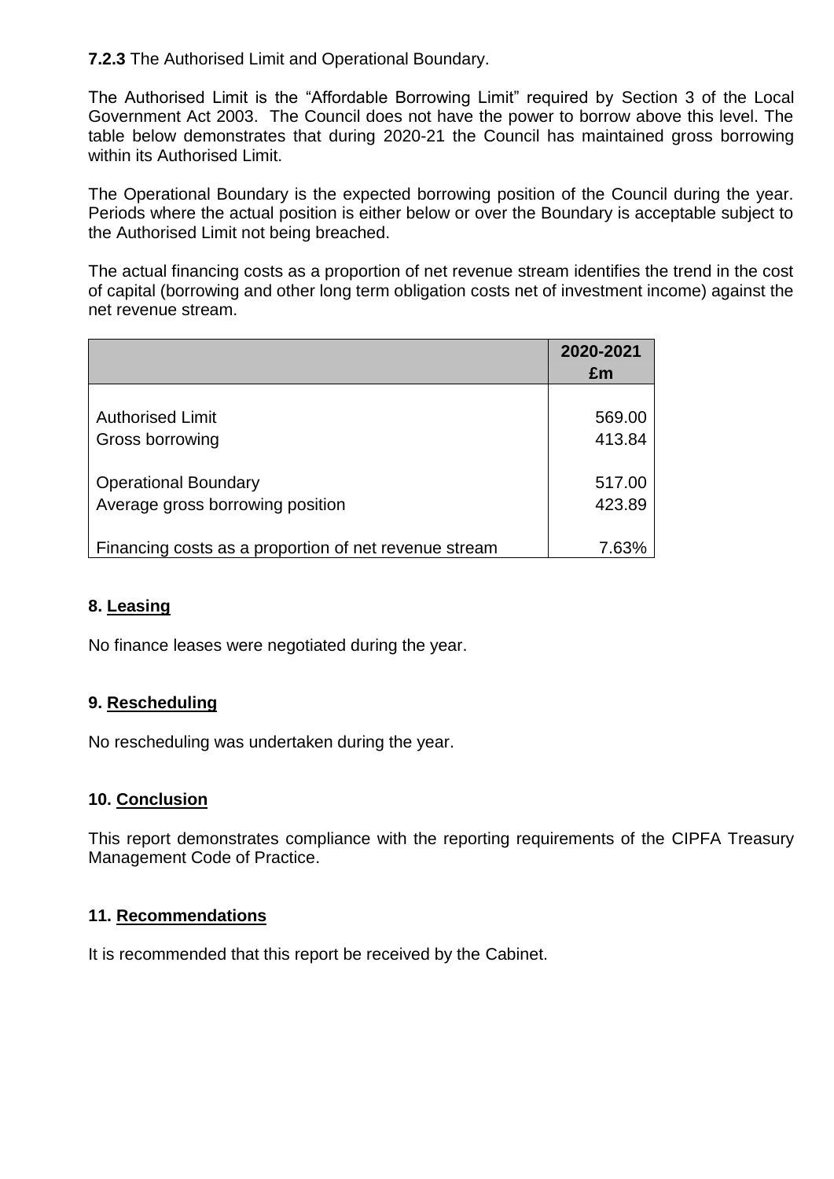**7.2.3** The Authorised Limit and Operational Boundary.

The Authorised Limit is the "Affordable Borrowing Limit" required by Section 3 of the Local Government Act 2003. The Council does not have the power to borrow above this level. The table below demonstrates that during 2020-21 the Council has maintained gross borrowing within its Authorised Limit.

The Operational Boundary is the expected borrowing position of the Council during the year. Periods where the actual position is either below or over the Boundary is acceptable subject to the Authorised Limit not being breached.

The actual financing costs as a proportion of net revenue stream identifies the trend in the cost of capital (borrowing and other long term obligation costs net of investment income) against the net revenue stream.

| | 2020-2021 £m |
|---|---|
| Authorised Limit | 569.00 |
| Gross borrowing | 413.84 |
| Operational Boundary | 517.00 |
| Average gross borrowing position | 423.89 |
| Financing costs as a proportion of net revenue stream | 7.63% |

## 8. Leasing

No finance leases were negotiated during the year.

## 9. Rescheduling

No rescheduling was undertaken during the year.

## 10. Conclusion

This report demonstrates compliance with the reporting requirements of the CIPFA Treasury Management Code of Practice.

## 11. Recommendations

It is recommended that this report be received by the Cabinet.